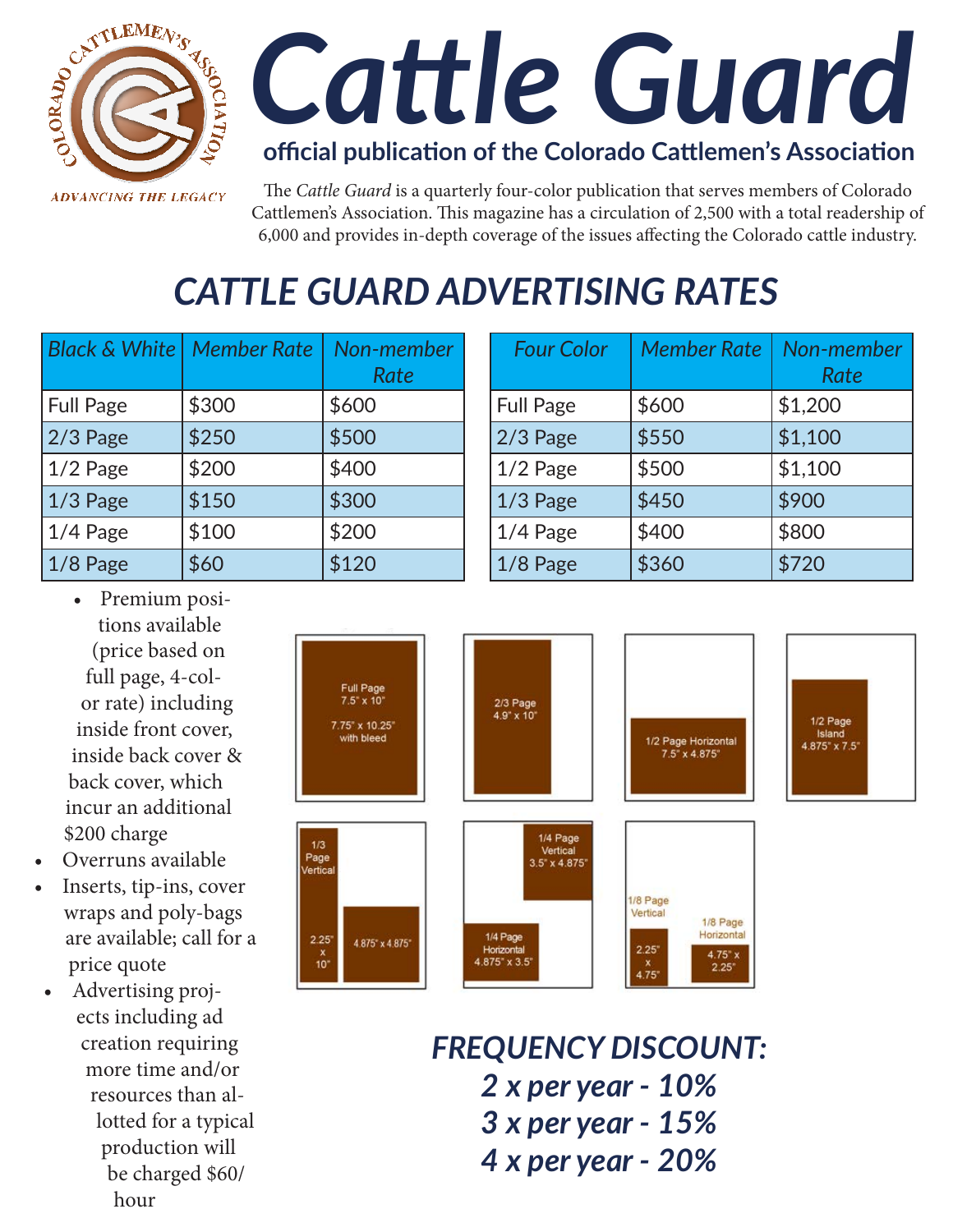# Cattle Guard

**official publication of the Colorado Cattlemen's Association**

The *Cattle Guard* is a quarterly four-color publication that serves members of Colorado Cattlemen's Association. This magazine has a circulation of 2,500 with a total readership of 6,000 and provides in-depth coverage of the issues affecting the Colorado cattle industry.

## CATTLE GUARD ADVERTISING RATES

| *Black & White* | *Member Rate* | *Non-member Rate* |
|---|---|---|
| Full Page | $300 | $600 |
| 2/3 Page | $250 | $500 |
| 1/2 Page | $200 | $400 |
| 1/3 Page | $150 | $300 |
| 1/4 Page | $100 | $200 |
| 1/8 Page | $60 | $120 |

| *Four Color* | *Member Rate* | *Non-member Rate* |
|---|---|---|
| Full Page | $600 | $1,200 |
| 2/3 Page | $550 | $1,100 |
| 1/2 Page | $500 | $1,100 |
| 1/3 Page | $450 | $900 |
| 1/4 Page | $400 | $800 |
| 1/8 Page | $360 | $720 |

- Premium positions available (price based on full page, 4-color rate) including inside front cover, inside back cover & back cover, which incur an additional $200 charge
- Overruns available
- Inserts, tip-ins, cover wraps and poly-bags are available; call for a price quote
- Advertising projects including ad creation requiring more time and/or resources than allotted for a typical production will be charged $60/hour

Full Page 7.5" x 10" / 7.75" x 10.25" with bleed

2/3 Page 4.9" x 10"

1/2 Page Horizontal 7.5" x 4.875"

1/2 Page Island 4.875" x 7.5"

1/3 Page Vertical 2.25" x 10"; 4.875" x 4.875"

1/4 Page Vertical 3.5" x 4.875"

1/4 Page Horizontal 4.875" x 3.5"

1/8 Page Vertical 2.25" x 4.75"

1/8 Page Horizontal 4.75" x 2.25"

## *FREQUENCY DISCOUNT:*

***2 x per year - 10%***
***3 x per year - 15%***
***4 x per year - 20%***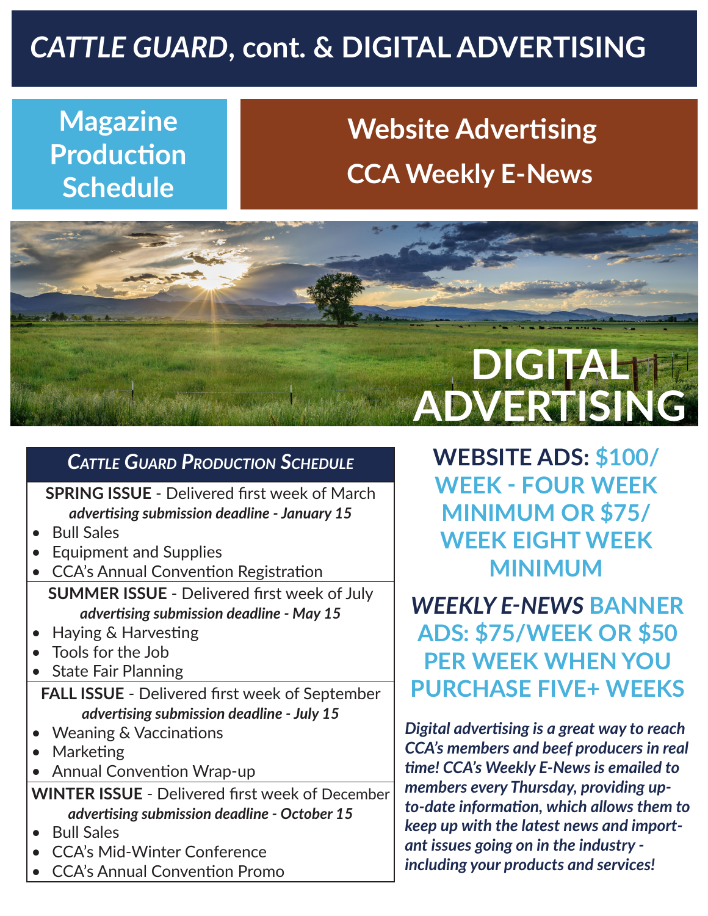# *CATTLE GUARD*, cont. & DIGITAL ADVERTISING

## Magazine Production Schedule

## Website Advertising

## CCA Weekly E-News

## DIGITAL ADVERTISING

### *Cattle Guard Production Schedule*

**SPRING ISSUE** - Delivered first week of March
***advertising submission deadline - January 15***

- Bull Sales
- Equipment and Supplies
- CCA's Annual Convention Registration

**SUMMER ISSUE** - Delivered first week of July
***advertising submission deadline - May 15***

- Haying & Harvesting
- Tools for the Job
- State Fair Planning

**FALL ISSUE** - Delivered first week of September
***advertising submission deadline - July 15***

- Weaning & Vaccinations
- Marketing
- Annual Convention Wrap-up

**WINTER ISSUE** - Delivered first week of December
***advertising submission deadline - October 15***

- Bull Sales
- CCA's Mid-Winter Conference
- CCA's Annual Convention Promo

**WEBSITE ADS: $100/WEEK - FOUR WEEK MINIMUM OR $75/WEEK EIGHT WEEK MINIMUM**

***WEEKLY E-NEWS* BANNER ADS: $75/WEEK OR $50 PER WEEK WHEN YOU PURCHASE FIVE+ WEEKS**

***Digital advertising is a great way to reach CCA's members and beef producers in real time! CCA's Weekly E-News is emailed to members every Thursday, providing up-to-date information, which allows them to keep up with the latest news and important issues going on in the industry - including your products and services!***